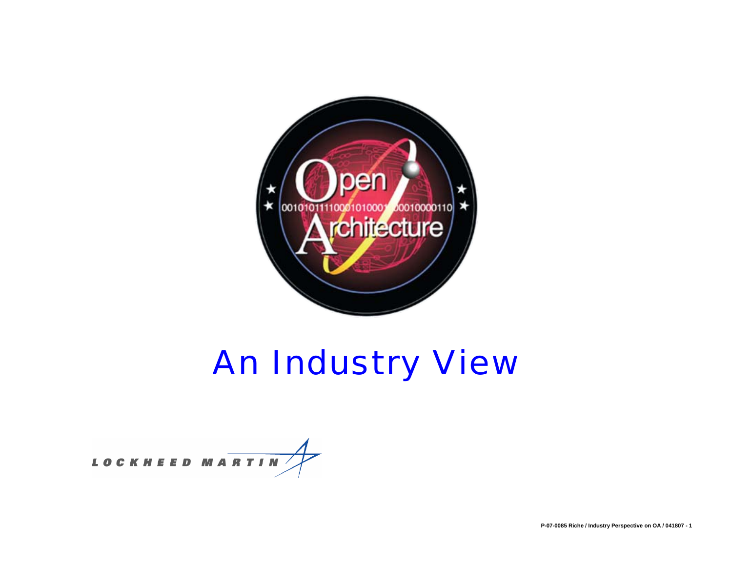Open Architecture

# An Industry View

LOCKHEED MARTIN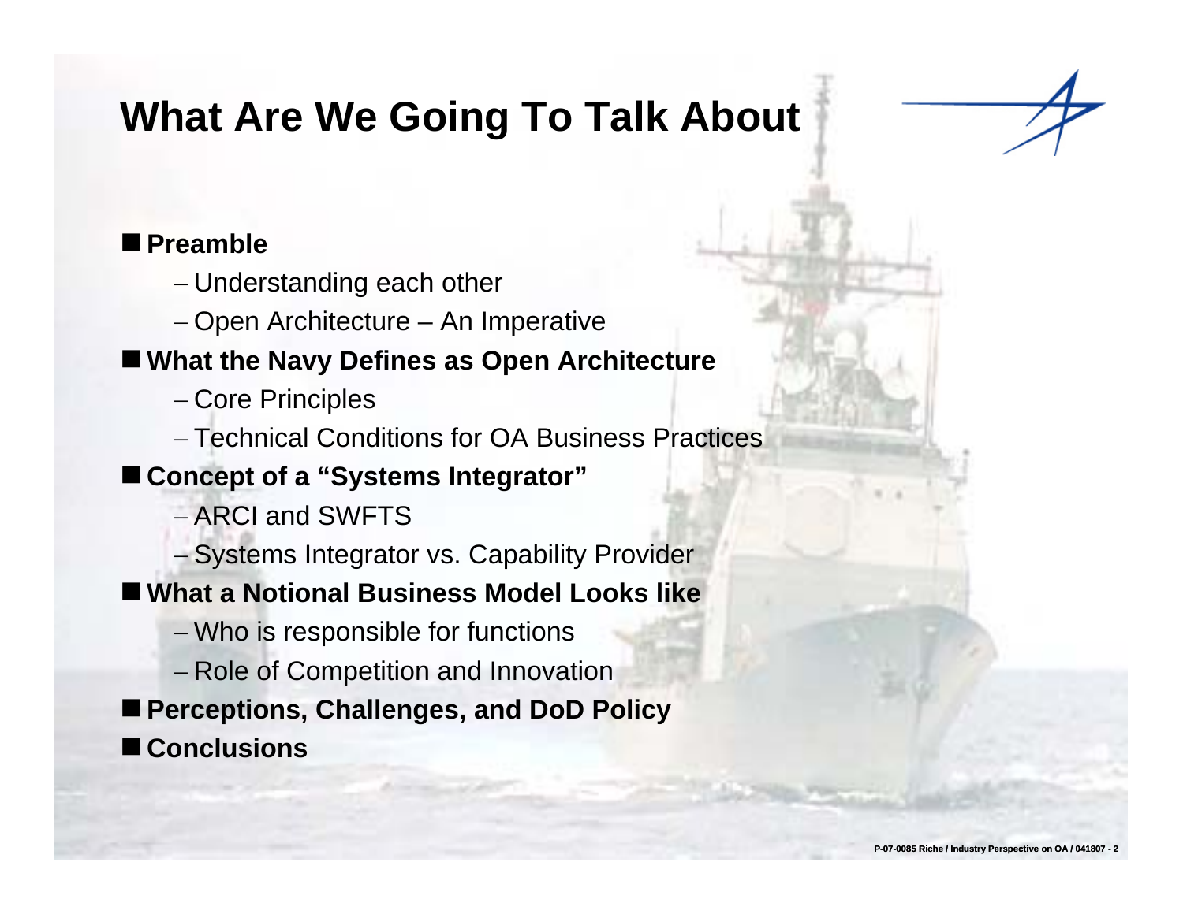# What Are We Going To Talk About

- **Preamble**
  - Understanding each other
  - Open Architecture – An Imperative
- **What the Navy Defines as Open Architecture**
  - Core Principles
  - Technical Conditions for OA Business Practices
- **Concept of a "Systems Integrator"**
  - ARCI and SWFTS
  - Systems Integrator vs. Capability Provider
- **What a Notional Business Model Looks like**
  - Who is responsible for functions
  - Role of Competition and Innovation
- **Perceptions, Challenges, and DoD Policy**
- **Conclusions**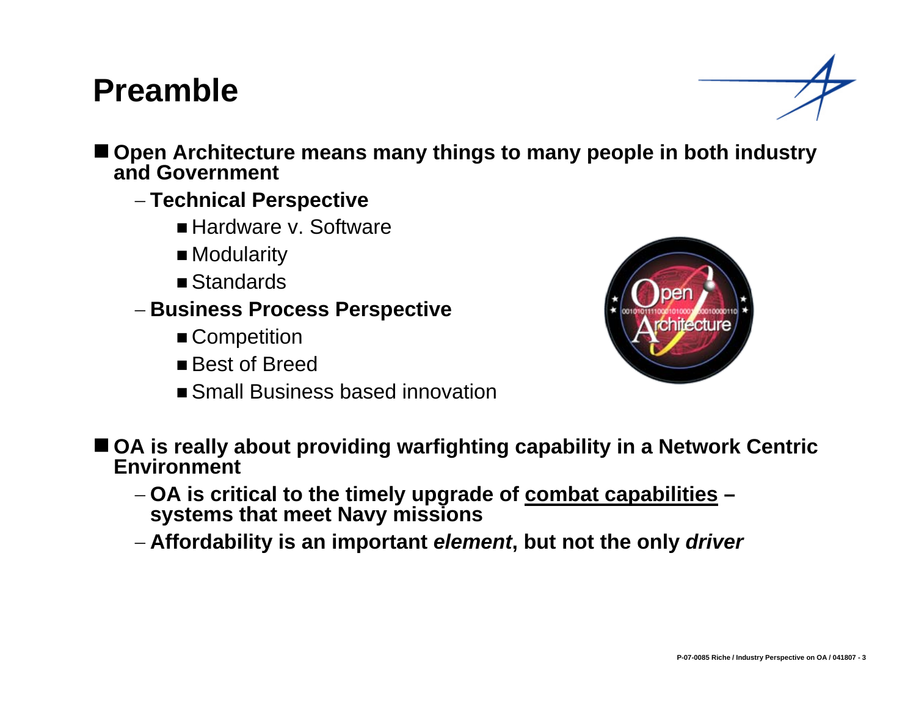# Preamble

- **Open Architecture means many things to many people in both industry and Government**
  - **Technical Perspective**
    - Hardware v. Software
    - Modularity
    - Standards
  - **Business Process Perspective**
    - Competition
    - Best of Breed
    - Small Business based innovation

- **OA is really about providing warfighting capability in a Network Centric Environment**
  - **OA is critical to the timely upgrade of <u>combat capabilities</u> – systems that meet Navy missions**
  - **Affordability is an important *element*, but not the only *driver***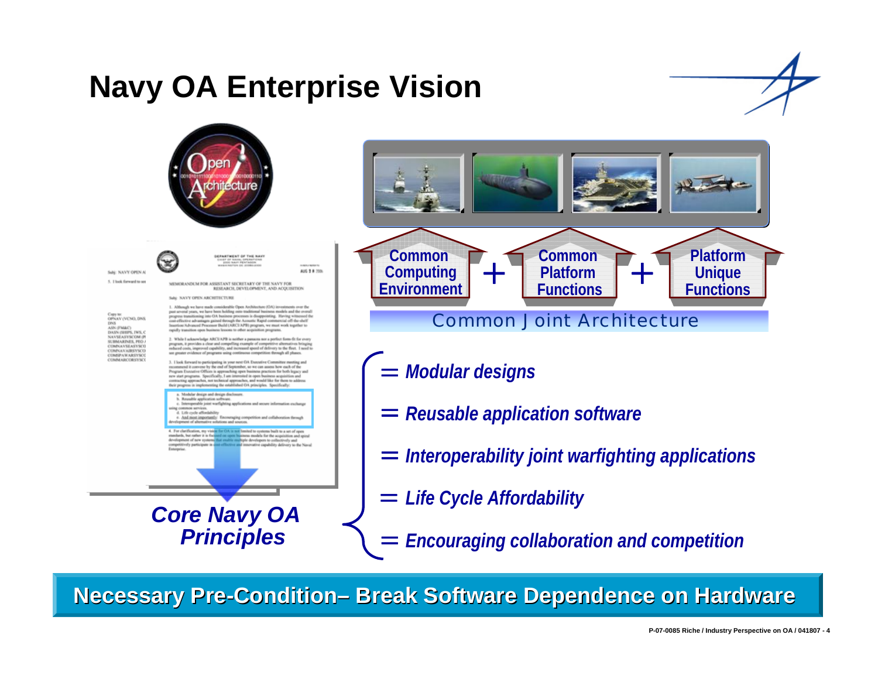# Navy OA Enterprise Vision

Common Computing Environment + Common Platform Functions + Platform Unique Functions

Common Joint Architecture

**Core Navy OA Principles**

- = *Modular designs*
- = *Reusable application software*
- = *Interoperability joint warfighting applications*
- = *Life Cycle Affordability*
- = *Encouraging collaboration and competition*

**Necessary Pre-Condition– Break Software Dependence on Hardware**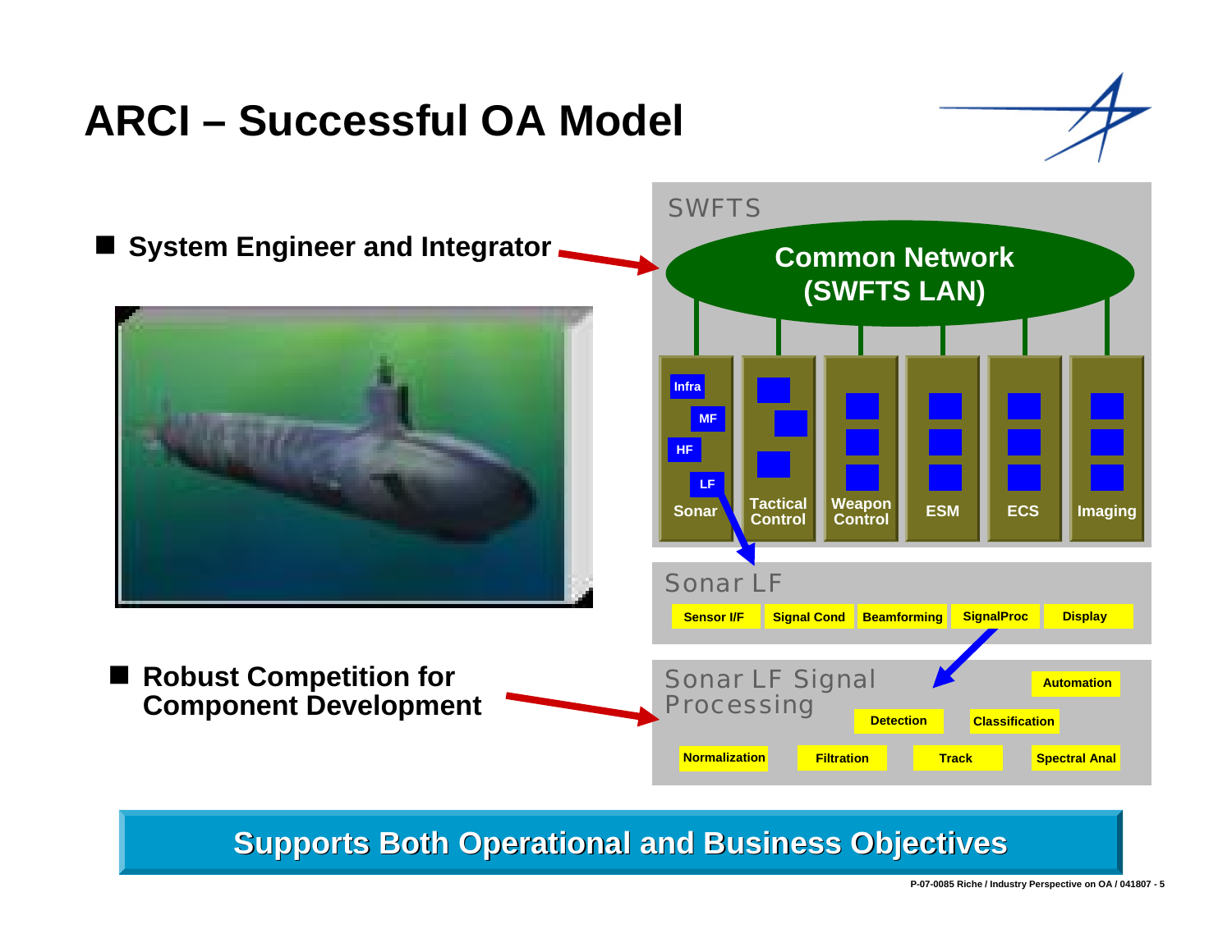# ARCI – Successful OA Model

- **System Engineer and Integrator**

SWFTS

**Common Network (SWFTS LAN)**

Sonar (Infra, MF, HF, LF) | Tactical Control | Weapon Control | ESM | ECS | Imaging

Sonar LF

Sensor I/F | Signal Cond | Beamforming | SignalProc | Display

- **Robust Competition for Component Development**

Sonar LF Signal Processing

Automation | Detection | Classification | Normalization | Filtration | Track | Spectral Anal

**Supports Both Operational and Business Objectives**

P-07-0085 Riche / Industry Perspective on OA / 041807 - 5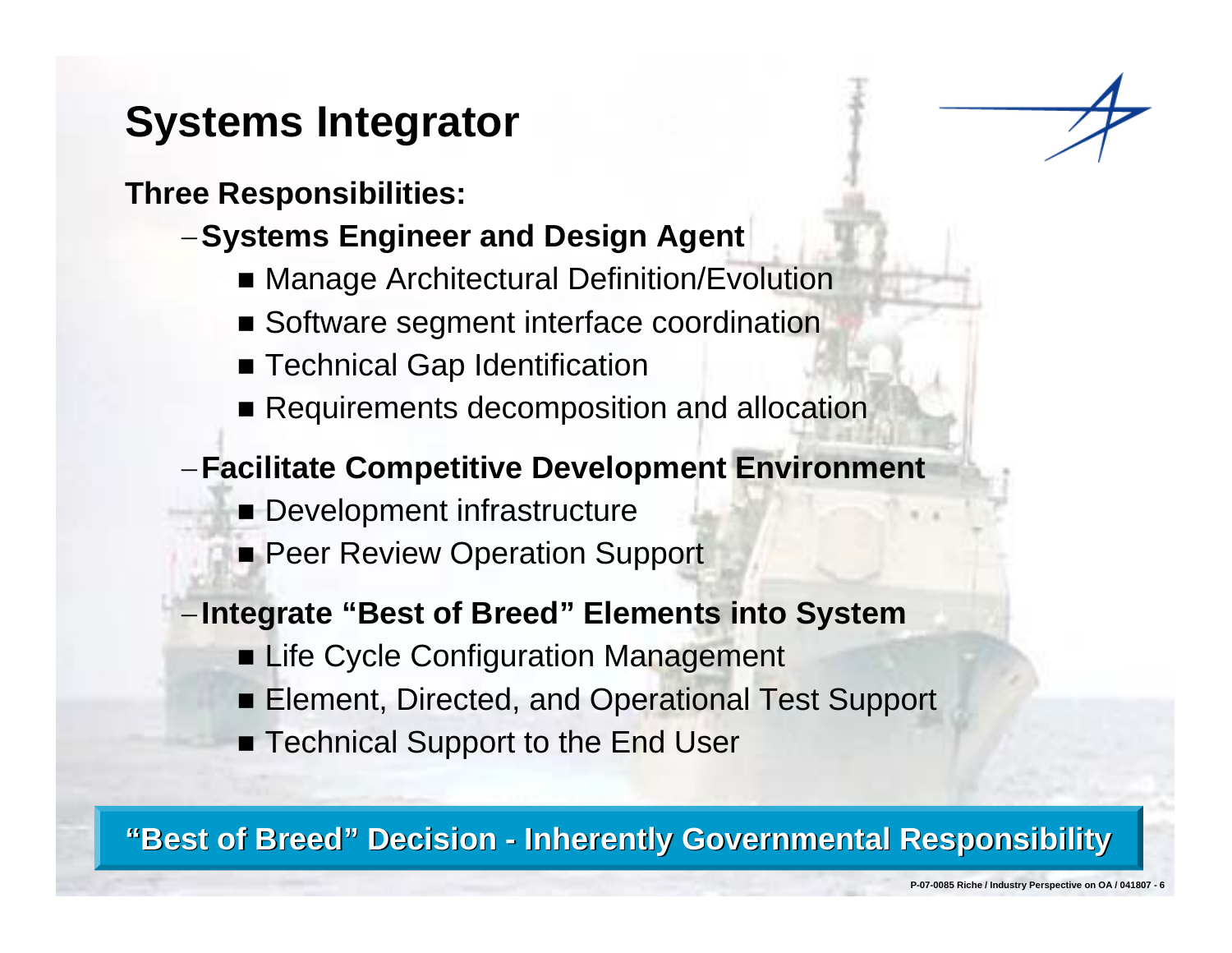# Systems Integrator

**Three Responsibilities:**

- **Systems Engineer and Design Agent**
  - Manage Architectural Definition/Evolution
  - Software segment interface coordination
  - Technical Gap Identification
  - Requirements decomposition and allocation
- **Facilitate Competitive Development Environment**
  - Development infrastructure
  - Peer Review Operation Support
- **Integrate "Best of Breed" Elements into System**
  - Life Cycle Configuration Management
  - Element, Directed, and Operational Test Support
  - Technical Support to the End User

**"Best of Breed" Decision - Inherently Governmental Responsibility**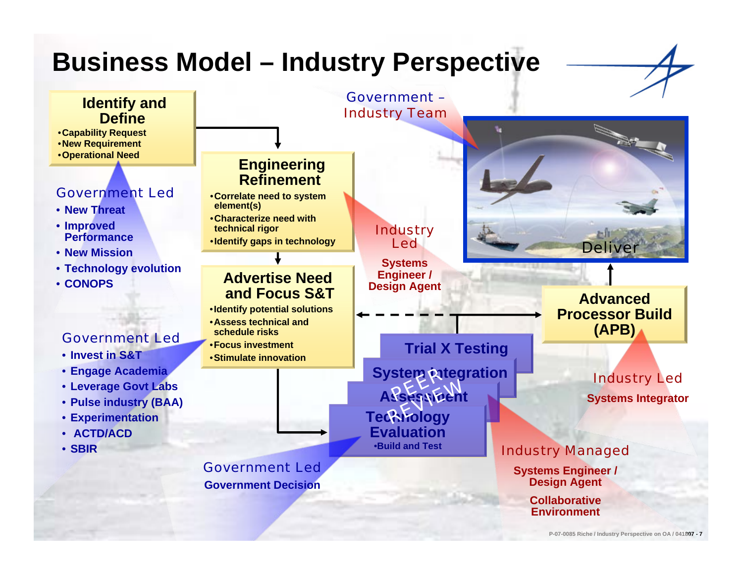# Business Model – Industry Perspective

## Identify and Define

- Capability Request
- New Requirement
- Operational Need

**Government Led**

- New Threat
- Improved Performance
- New Mission
- Technology evolution
- CONOPS

## Engineering Refinement

- Correlate need to system element(s)
- Characterize need with technical rigor
- Identify gaps in technology

**Industry Led**

Systems Engineer / Design Agent

## Advertise Need and Focus S&T

- Identify potential solutions
- Assess technical and schedule risks
- Focus investment
- Stimulate innovation

**Government Led**

- Invest in S&T
- Engage Academia
- Leverage Govt Labs
- Pulse industry (BAA)
- Experimentation
- ACTD/ACD
- SBIR

## Trial X Testing

## System Integration

## Assessment

## Technology Evaluation

- Build and Test

PEER REVIEW

**Government Led**

Government Decision

**Industry Managed**

Systems Engineer / Design Agent

Collaborative Environment

## Advanced Processor Build (APB)

**Industry Led**

Systems Integrator

## Deliver

**Government – Industry Team**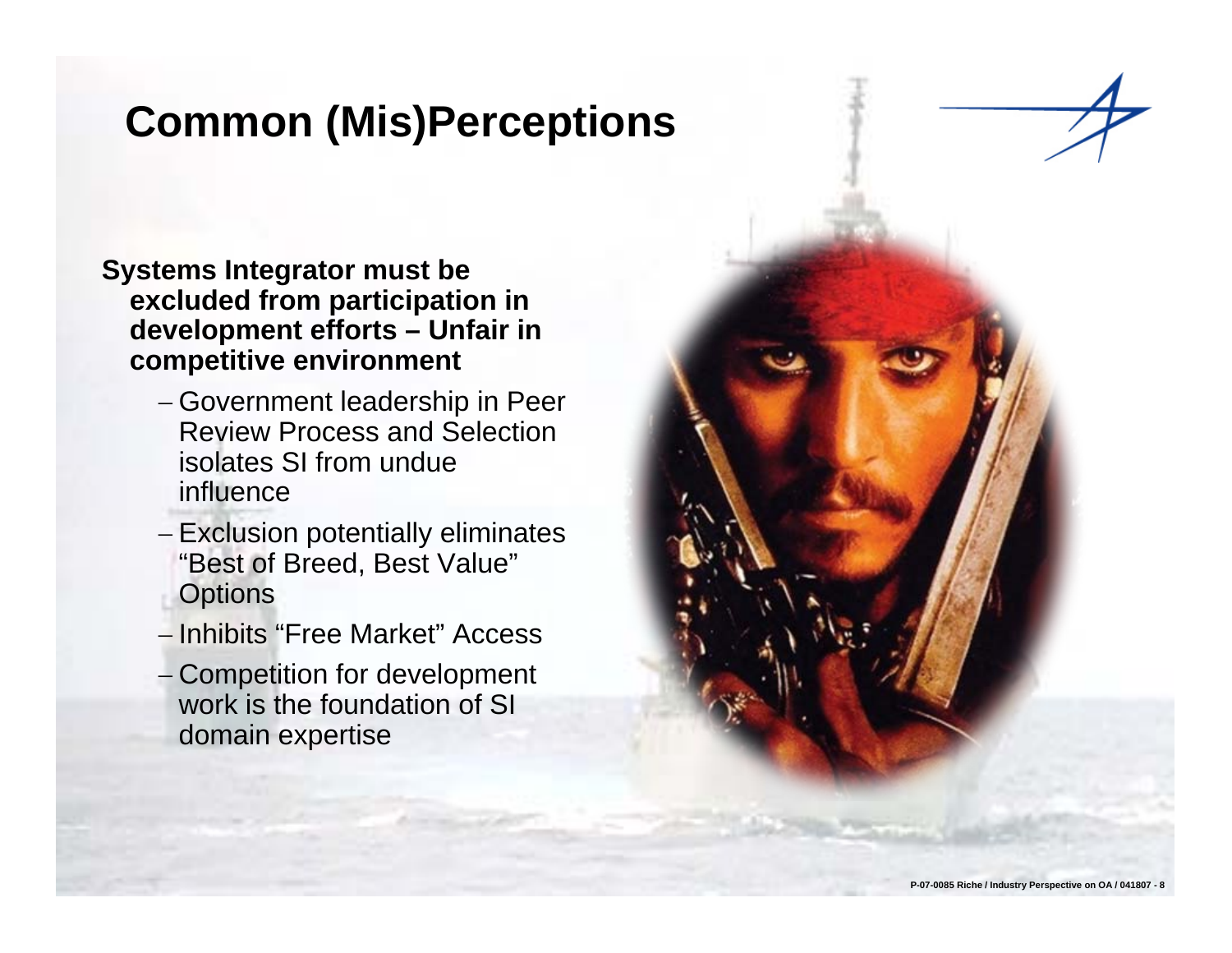# Common (Mis)Perceptions

**Systems Integrator must be excluded from participation in development efforts – Unfair in competitive environment**

- Government leadership in Peer Review Process and Selection isolates SI from undue influence
- Exclusion potentially eliminates "Best of Breed, Best Value" Options
- Inhibits "Free Market" Access
- Competition for development work is the foundation of SI domain expertise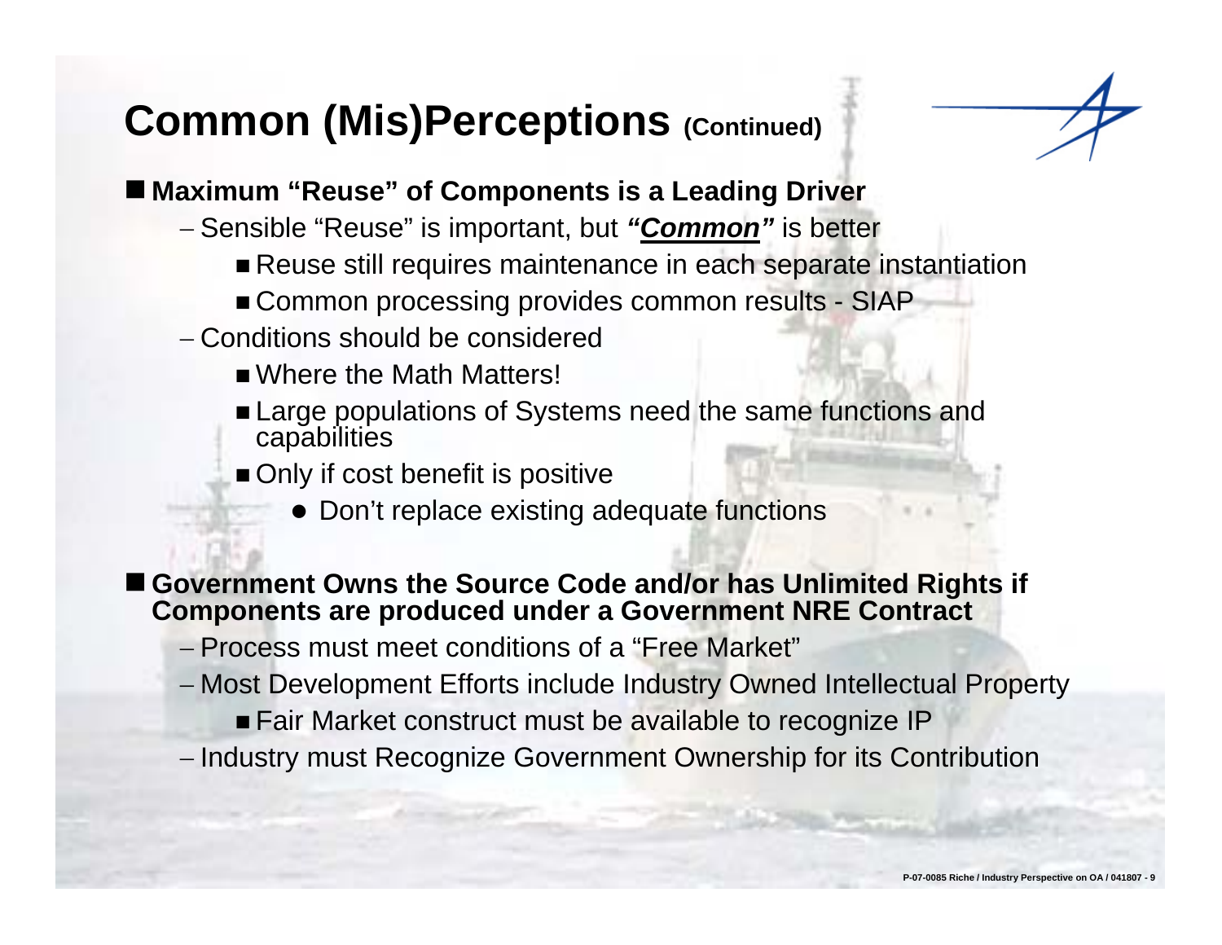# Common (Mis)Perceptions (Continued)

- **Maximum "Reuse" of Components is a Leading Driver**
  - Sensible "Reuse" is important, but ***"Common"*** is better
    - Reuse still requires maintenance in each separate instantiation
    - Common processing provides common results - SIAP
  - Conditions should be considered
    - Where the Math Matters!
    - Large populations of Systems need the same functions and capabilities
    - Only if cost benefit is positive
      - Don't replace existing adequate functions

- **Government Owns the Source Code and/or has Unlimited Rights if Components are produced under a Government NRE Contract**
  - Process must meet conditions of a "Free Market"
  - Most Development Efforts include Industry Owned Intellectual Property
    - Fair Market construct must be available to recognize IP
  - Industry must Recognize Government Ownership for its Contribution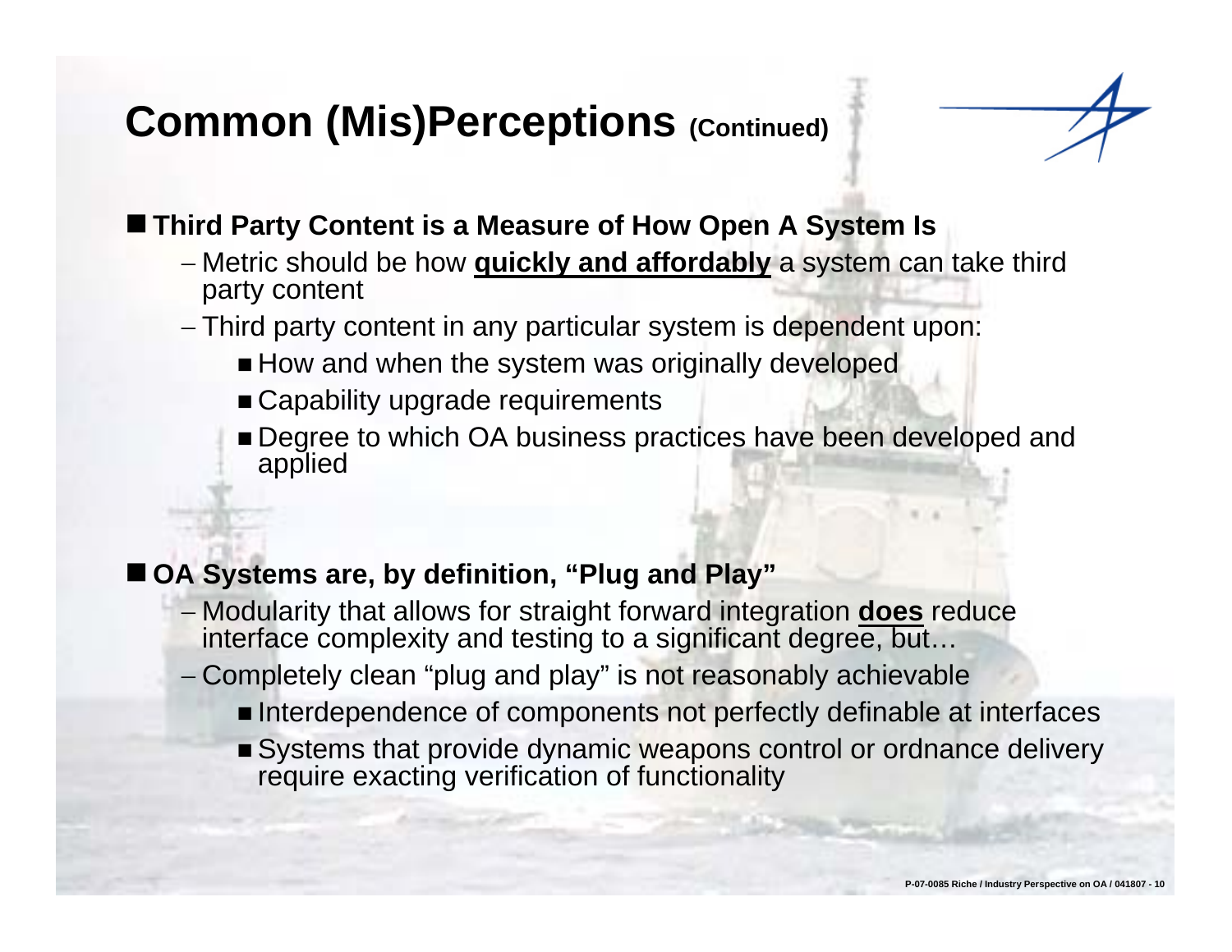# Common (Mis)Perceptions (Continued)

- **Third Party Content is a Measure of How Open A System Is**
  - Metric should be how **quickly and affordably** a system can take third party content
  - Third party content in any particular system is dependent upon:
    - How and when the system was originally developed
    - Capability upgrade requirements
    - Degree to which OA business practices have been developed and applied

- **OA Systems are, by definition, "Plug and Play"**
  - Modularity that allows for straight forward integration **does** reduce interface complexity and testing to a significant degree, but…
  - Completely clean "plug and play" is not reasonably achievable
    - Interdependence of components not perfectly definable at interfaces
    - Systems that provide dynamic weapons control or ordnance delivery require exacting verification of functionality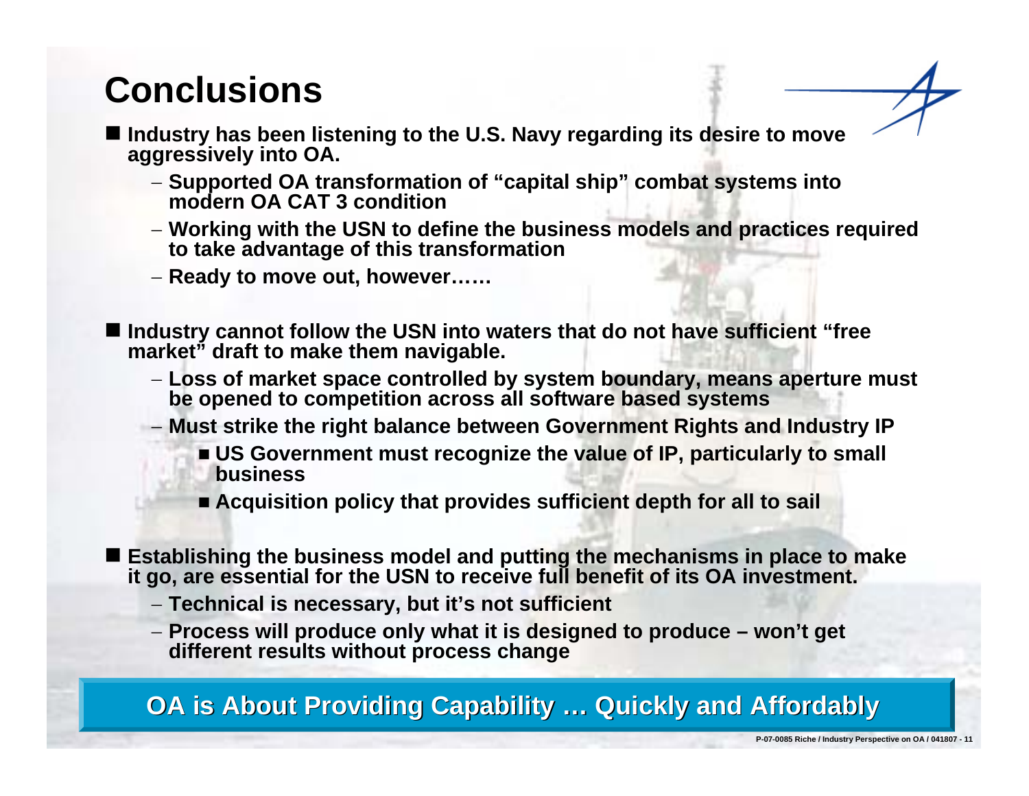# Conclusions

- Industry has been listening to the U.S. Navy regarding its desire to move aggressively into OA.
  - Supported OA transformation of "capital ship" combat systems into modern OA CAT 3 condition
  - Working with the USN to define the business models and practices required to take advantage of this transformation
  - Ready to move out, however……
- Industry cannot follow the USN into waters that do not have sufficient "free market" draft to make them navigable.
  - Loss of market space controlled by system boundary, means aperture must be opened to competition across all software based systems
  - Must strike the right balance between Government Rights and Industry IP
    - US Government must recognize the value of IP, particularly to small business
    - Acquisition policy that provides sufficient depth for all to sail
- Establishing the business model and putting the mechanisms in place to make it go, are essential for the USN to receive full benefit of its OA investment.
  - Technical is necessary, but it's not sufficient
  - Process will produce only what it is designed to produce – won't get different results without process change

**OA is About Providing Capability … Quickly and Affordably**